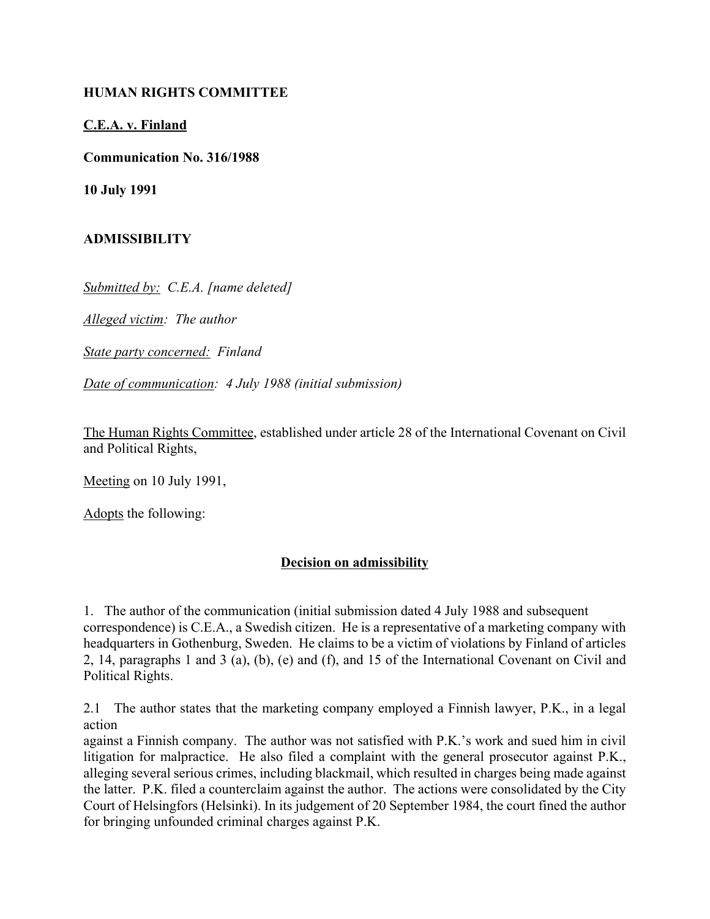**HUMAN RIGHTS COMMITTEE**

**C.E.A. v. Finland**

**Communication No. 316/1988**

**10 July 1991**

**ADMISSIBILITY**

*Submitted by: C.E.A. [name deleted]*

*Alleged victim: The author*

*State party concerned: Finland*

*Date of communication: 4 July 1988 (initial submission)*

The Human Rights Committee, established under article 28 of the International Covenant on Civil and Political Rights,

Meeting on 10 July 1991,

Adopts the following:

**Decision on admissibility**

1. The author of the communication (initial submission dated 4 July 1988 and subsequent correspondence) is C.E.A., a Swedish citizen. He is a representative of a marketing company with headquarters in Gothenburg, Sweden. He claims to be a victim of violations by Finland of articles 2, 14, paragraphs 1 and 3 (a), (b), (e) and (f), and 15 of the International Covenant on Civil and Political Rights.

2.1 The author states that the marketing company employed a Finnish lawyer, P.K., in a legal action against a Finnish company. The author was not satisfied with P.K.'s work and sued him in civil litigation for malpractice. He also filed a complaint with the general prosecutor against P.K., alleging several serious crimes, including blackmail, which resulted in charges being made against the latter. P.K. filed a counterclaim against the author. The actions were consolidated by the City Court of Helsingfors (Helsinki). In its judgement of 20 September 1984, the court fined the author for bringing unfounded criminal charges against P.K.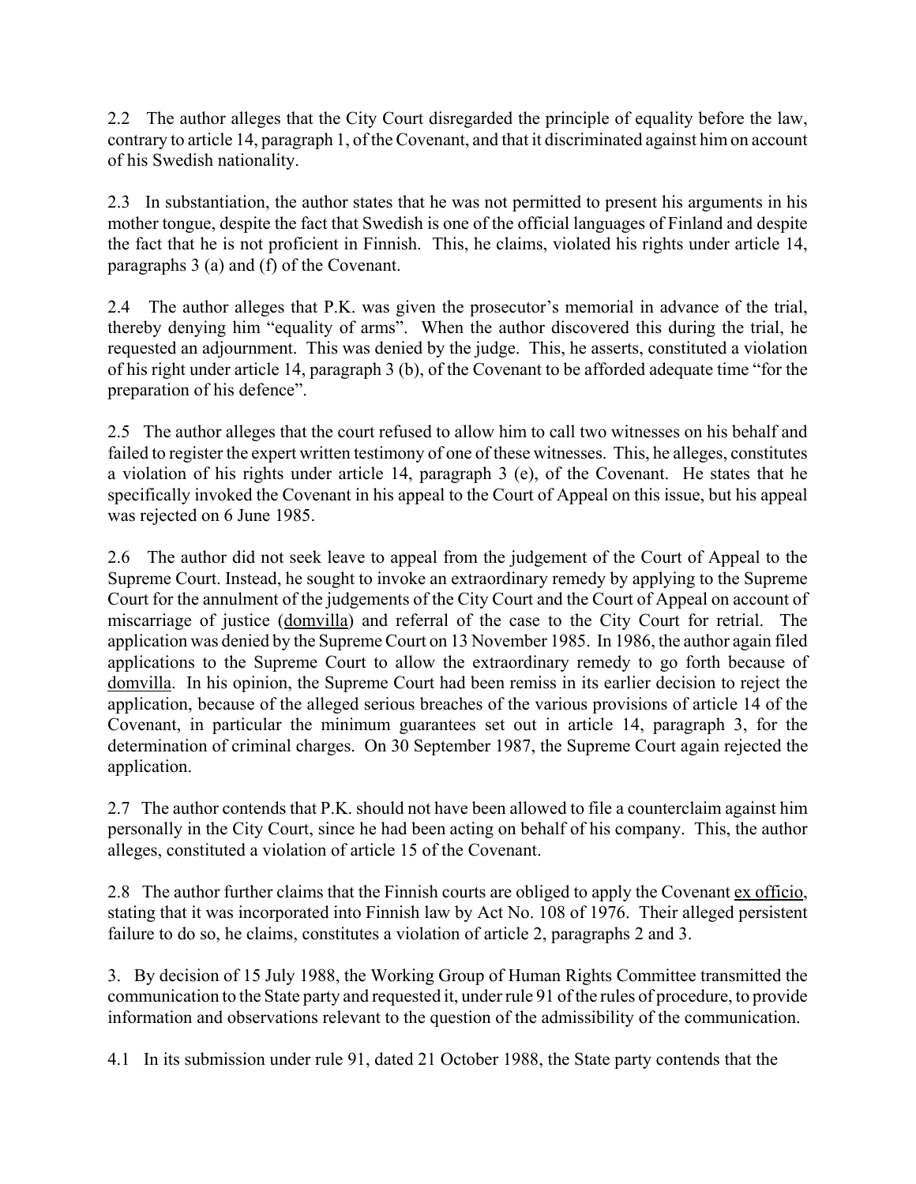2.2 The author alleges that the City Court disregarded the principle of equality before the law, contrary to article 14, paragraph 1, of the Covenant, and that it discriminated against him on account of his Swedish nationality.

2.3 In substantiation, the author states that he was not permitted to present his arguments in his mother tongue, despite the fact that Swedish is one of the official languages of Finland and despite the fact that he is not proficient in Finnish. This, he claims, violated his rights under article 14, paragraphs 3 (a) and (f) of the Covenant.

2.4 The author alleges that P.K. was given the prosecutor's memorial in advance of the trial, thereby denying him "equality of arms". When the author discovered this during the trial, he requested an adjournment. This was denied by the judge. This, he asserts, constituted a violation of his right under article 14, paragraph 3 (b), of the Covenant to be afforded adequate time "for the preparation of his defence".

2.5 The author alleges that the court refused to allow him to call two witnesses on his behalf and failed to register the expert written testimony of one of these witnesses. This, he alleges, constitutes a violation of his rights under article 14, paragraph 3 (e), of the Covenant. He states that he specifically invoked the Covenant in his appeal to the Court of Appeal on this issue, but his appeal was rejected on 6 June 1985.

2.6 The author did not seek leave to appeal from the judgement of the Court of Appeal to the Supreme Court. Instead, he sought to invoke an extraordinary remedy by applying to the Supreme Court for the annulment of the judgements of the City Court and the Court of Appeal on account of miscarriage of justice (domvilla) and referral of the case to the City Court for retrial. The application was denied by the Supreme Court on 13 November 1985. In 1986, the author again filed applications to the Supreme Court to allow the extraordinary remedy to go forth because of domvilla. In his opinion, the Supreme Court had been remiss in its earlier decision to reject the application, because of the alleged serious breaches of the various provisions of article 14 of the Covenant, in particular the minimum guarantees set out in article 14, paragraph 3, for the determination of criminal charges. On 30 September 1987, the Supreme Court again rejected the application.

2.7 The author contends that P.K. should not have been allowed to file a counterclaim against him personally in the City Court, since he had been acting on behalf of his company. This, the author alleges, constituted a violation of article 15 of the Covenant.

2.8 The author further claims that the Finnish courts are obliged to apply the Covenant ex officio, stating that it was incorporated into Finnish law by Act No. 108 of 1976. Their alleged persistent failure to do so, he claims, constitutes a violation of article 2, paragraphs 2 and 3.

3. By decision of 15 July 1988, the Working Group of Human Rights Committee transmitted the communication to the State party and requested it, under rule 91 of the rules of procedure, to provide information and observations relevant to the question of the admissibility of the communication.

4.1 In its submission under rule 91, dated 21 October 1988, the State party contends that the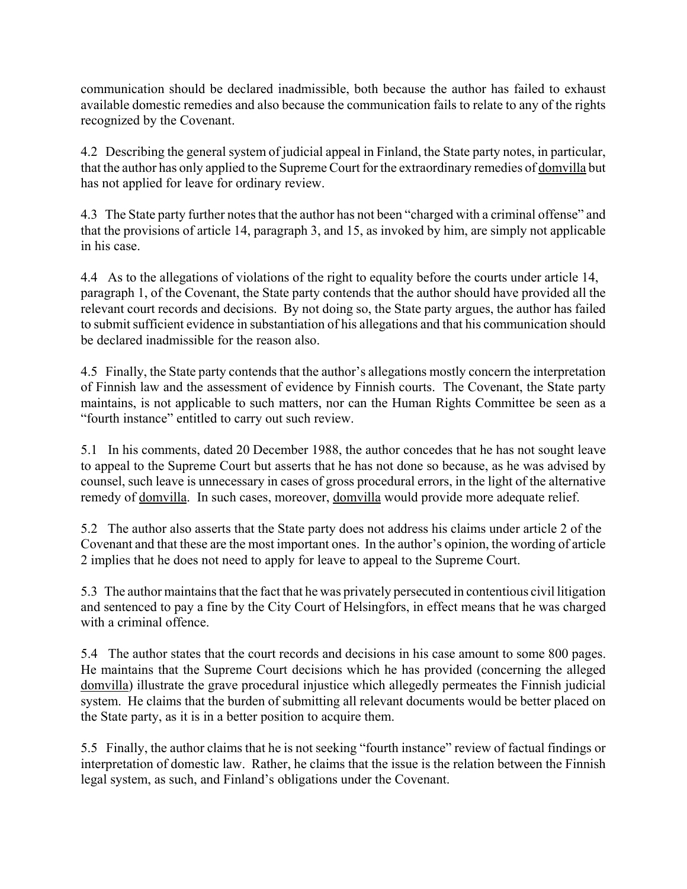communication should be declared inadmissible, both because the author has failed to exhaust available domestic remedies and also because the communication fails to relate to any of the rights recognized by the Covenant.

4.2 Describing the general system of judicial appeal in Finland, the State party notes, in particular, that the author has only applied to the Supreme Court for the extraordinary remedies of domvilla but has not applied for leave for ordinary review.

4.3 The State party further notes that the author has not been "charged with a criminal offense" and that the provisions of article 14, paragraph 3, and 15, as invoked by him, are simply not applicable in his case.

4.4 As to the allegations of violations of the right to equality before the courts under article 14, paragraph 1, of the Covenant, the State party contends that the author should have provided all the relevant court records and decisions. By not doing so, the State party argues, the author has failed to submit sufficient evidence in substantiation of his allegations and that his communication should be declared inadmissible for the reason also.

4.5 Finally, the State party contends that the author's allegations mostly concern the interpretation of Finnish law and the assessment of evidence by Finnish courts. The Covenant, the State party maintains, is not applicable to such matters, nor can the Human Rights Committee be seen as a "fourth instance" entitled to carry out such review.

5.1 In his comments, dated 20 December 1988, the author concedes that he has not sought leave to appeal to the Supreme Court but asserts that he has not done so because, as he was advised by counsel, such leave is unnecessary in cases of gross procedural errors, in the light of the alternative remedy of domvilla. In such cases, moreover, domvilla would provide more adequate relief.

5.2 The author also asserts that the State party does not address his claims under article 2 of the Covenant and that these are the most important ones. In the author's opinion, the wording of article 2 implies that he does not need to apply for leave to appeal to the Supreme Court.

5.3 The author maintains that the fact that he was privately persecuted in contentious civil litigation and sentenced to pay a fine by the City Court of Helsingfors, in effect means that he was charged with a criminal offence.

5.4 The author states that the court records and decisions in his case amount to some 800 pages. He maintains that the Supreme Court decisions which he has provided (concerning the alleged domvilla) illustrate the grave procedural injustice which allegedly permeates the Finnish judicial system. He claims that the burden of submitting all relevant documents would be better placed on the State party, as it is in a better position to acquire them.

5.5 Finally, the author claims that he is not seeking "fourth instance" review of factual findings or interpretation of domestic law. Rather, he claims that the issue is the relation between the Finnish legal system, as such, and Finland's obligations under the Covenant.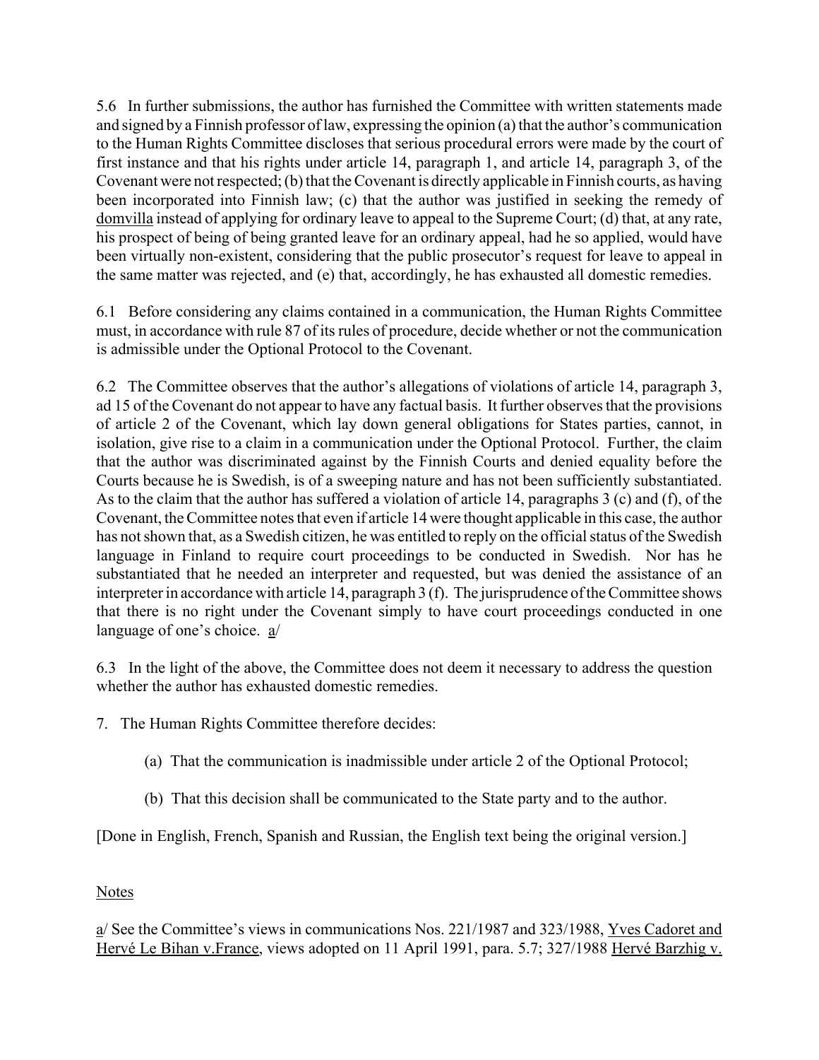5.6 In further submissions, the author has furnished the Committee with written statements made and signed by a Finnish professor of law, expressing the opinion (a) that the author's communication to the Human Rights Committee discloses that serious procedural errors were made by the court of first instance and that his rights under article 14, paragraph 1, and article 14, paragraph 3, of the Covenant were not respected; (b) that the Covenant is directly applicable in Finnish courts, as having been incorporated into Finnish law; (c) that the author was justified in seeking the remedy of domvilla instead of applying for ordinary leave to appeal to the Supreme Court; (d) that, at any rate, his prospect of being of being granted leave for an ordinary appeal, had he so applied, would have been virtually non-existent, considering that the public prosecutor's request for leave to appeal in the same matter was rejected, and (e) that, accordingly, he has exhausted all domestic remedies.

6.1 Before considering any claims contained in a communication, the Human Rights Committee must, in accordance with rule 87 of its rules of procedure, decide whether or not the communication is admissible under the Optional Protocol to the Covenant.

6.2 The Committee observes that the author's allegations of violations of article 14, paragraph 3, ad 15 of the Covenant do not appear to have any factual basis. It further observes that the provisions of article 2 of the Covenant, which lay down general obligations for States parties, cannot, in isolation, give rise to a claim in a communication under the Optional Protocol. Further, the claim that the author was discriminated against by the Finnish Courts and denied equality before the Courts because he is Swedish, is of a sweeping nature and has not been sufficiently substantiated. As to the claim that the author has suffered a violation of article 14, paragraphs 3 (c) and (f), of the Covenant, the Committee notes that even if article 14 were thought applicable in this case, the author has not shown that, as a Swedish citizen, he was entitled to reply on the official status of the Swedish language in Finland to require court proceedings to be conducted in Swedish. Nor has he substantiated that he needed an interpreter and requested, but was denied the assistance of an interpreter in accordance with article 14, paragraph 3 (f). The jurisprudence of the Committee shows that there is no right under the Covenant simply to have court proceedings conducted in one language of one's choice. a/

6.3 In the light of the above, the Committee does not deem it necessary to address the question whether the author has exhausted domestic remedies.

7. The Human Rights Committee therefore decides:

(a) That the communication is inadmissible under article 2 of the Optional Protocol;

(b) That this decision shall be communicated to the State party and to the author.

[Done in English, French, Spanish and Russian, the English text being the original version.]

Notes

a/ See the Committee's views in communications Nos. 221/1987 and 323/1988, Yves Cadoret and Hervé Le Bihan v.France, views adopted on 11 April 1991, para. 5.7; 327/1988 Hervé Barzhig v.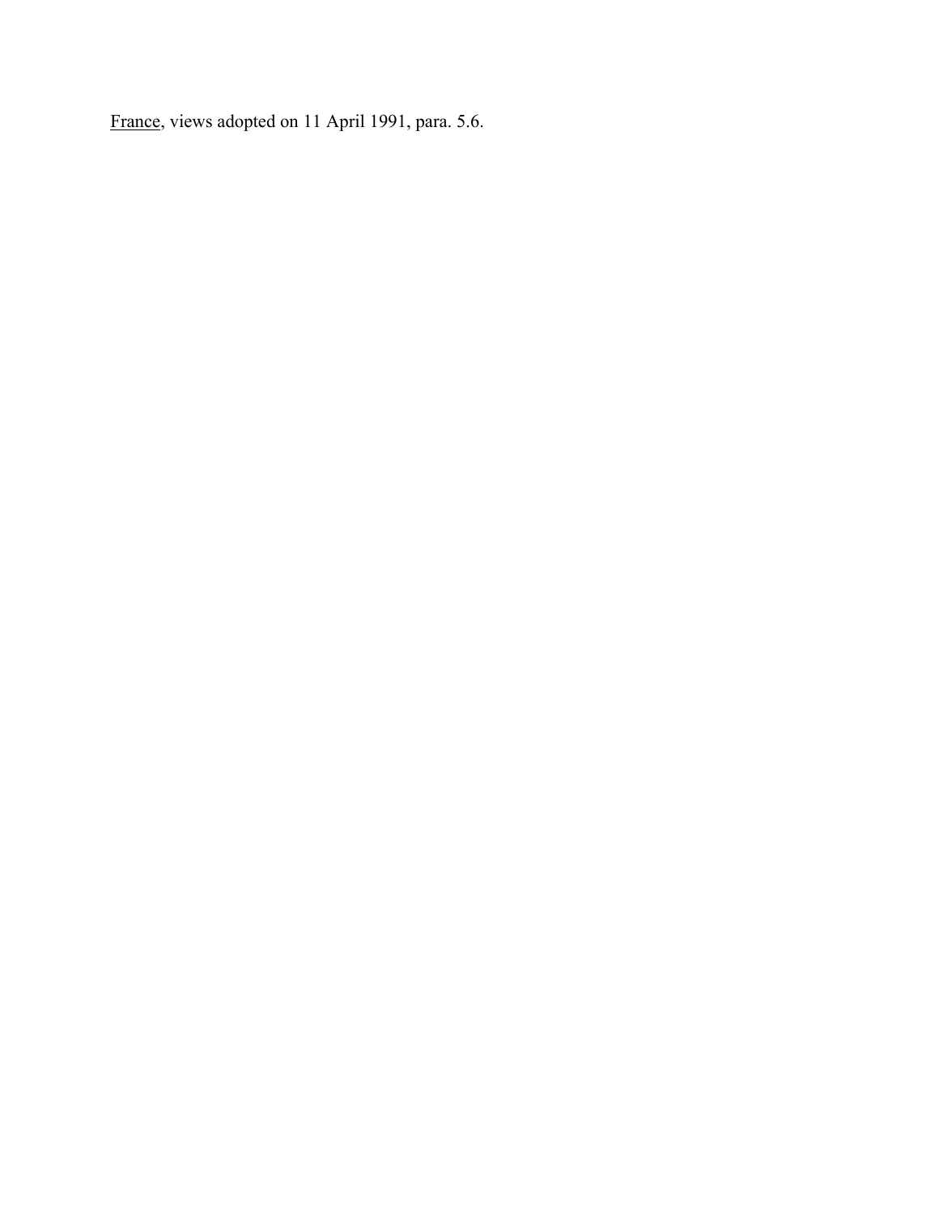France, views adopted on 11 April 1991, para. 5.6.